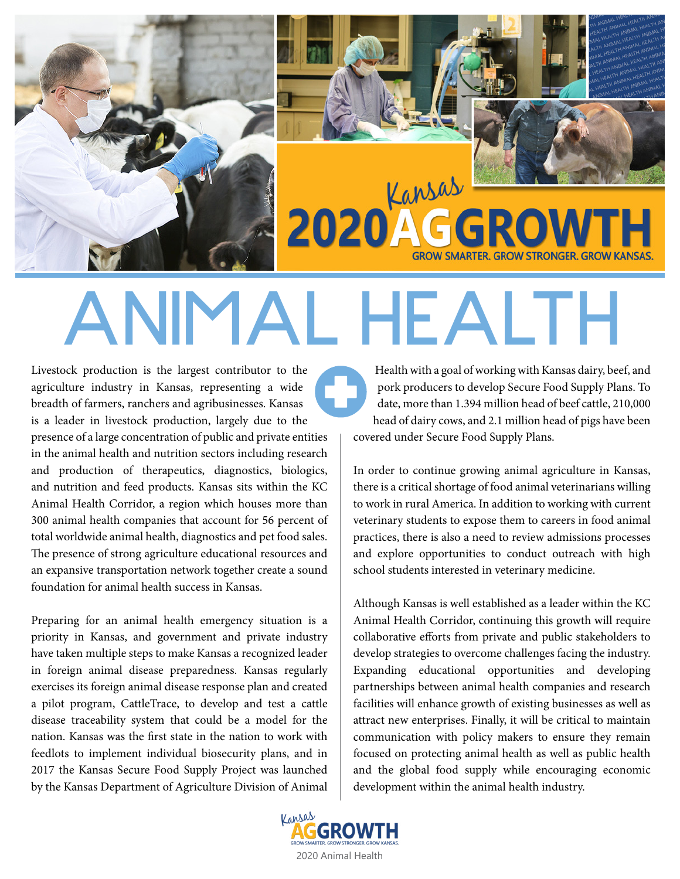Kansas 2020 AG GROWTH

GROW SMARTER. GROW STRONGER. GROW KANSAS.

# ANIMAL HEALTH

Livestock production is the largest contributor to the agriculture industry in Kansas, representing a wide breadth of farmers, ranchers and agribusinesses. Kansas is a leader in livestock production, largely due to the presence of a large concentration of public and private entities in the animal health and nutrition sectors including research and production of therapeutics, diagnostics, biologics, and nutrition and feed products. Kansas sits within the KC Animal Health Corridor, a region which houses more than 300 animal health companies that account for 56 percent of total worldwide animal health, diagnostics and pet food sales. The presence of strong agriculture educational resources and an expansive transportation network together create a sound foundation for animal health success in Kansas.

Preparing for an animal health emergency situation is a priority in Kansas, and government and private industry have taken multiple steps to make Kansas a recognized leader in foreign animal disease preparedness. Kansas regularly exercises its foreign animal disease response plan and created a pilot program, CattleTrace, to develop and test a cattle disease traceability system that could be a model for the nation. Kansas was the first state in the nation to work with feedlots to implement individual biosecurity plans, and in 2017 the Kansas Secure Food Supply Project was launched by the Kansas Department of Agriculture Division of Animal Health with a goal of working with Kansas dairy, beef, and pork producers to develop Secure Food Supply Plans. To date, more than 1.394 million head of beef cattle, 210,000 head of dairy cows, and 2.1 million head of pigs have been covered under Secure Food Supply Plans.

In order to continue growing animal agriculture in Kansas, there is a critical shortage of food animal veterinarians willing to work in rural America. In addition to working with current veterinary students to expose them to careers in food animal practices, there is also a need to review admissions processes and explore opportunities to conduct outreach with high school students interested in veterinary medicine.

Although Kansas is well established as a leader within the KC Animal Health Corridor, continuing this growth will require collaborative efforts from private and public stakeholders to develop strategies to overcome challenges facing the industry. Expanding educational opportunities and developing partnerships between animal health companies and research facilities will enhance growth of existing businesses as well as attract new enterprises. Finally, it will be critical to maintain communication with policy makers to ensure they remain focused on protecting animal health as well as public health and the global food supply while encouraging economic development within the animal health industry.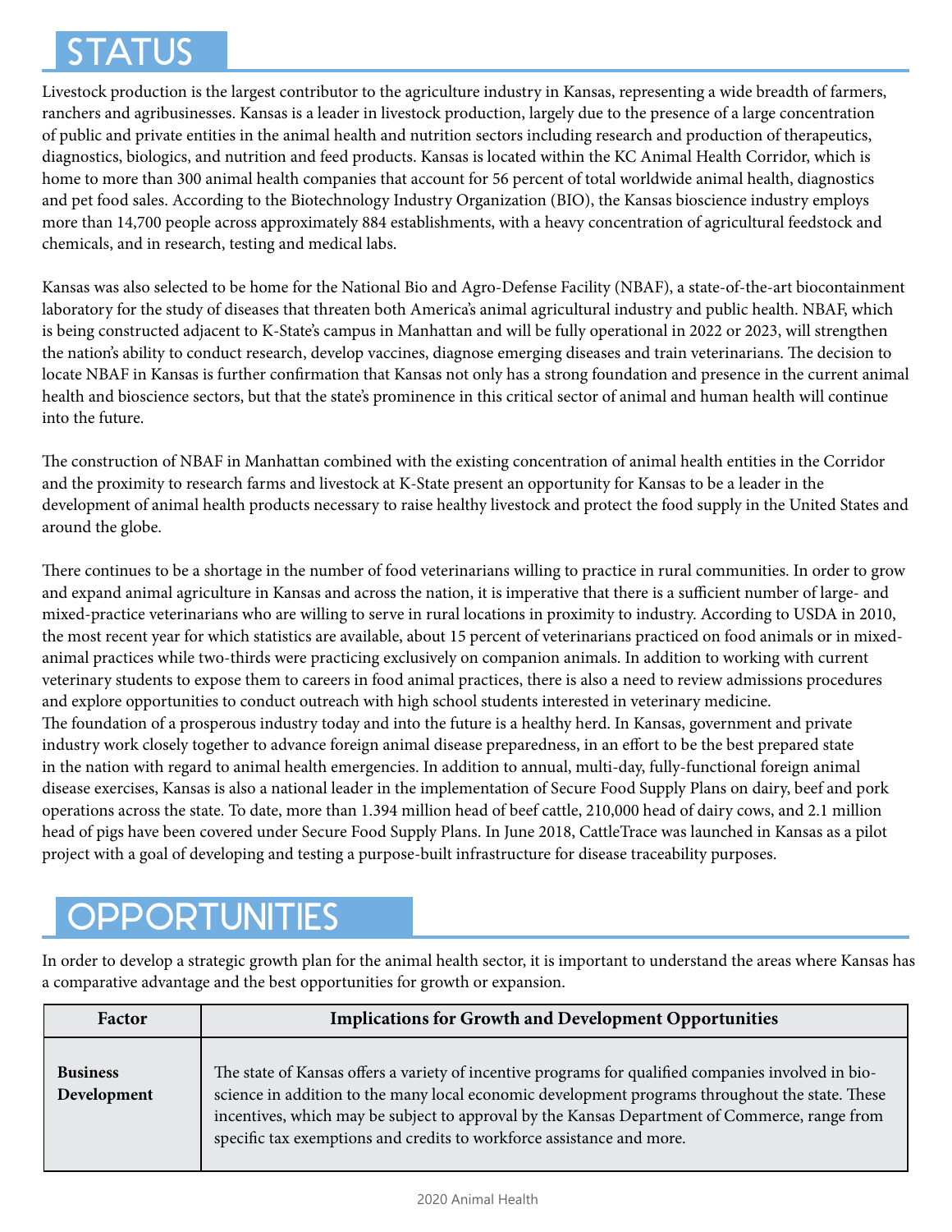# STATUS

Livestock production is the largest contributor to the agriculture industry in Kansas, representing a wide breadth of farmers, ranchers and agribusinesses. Kansas is a leader in livestock production, largely due to the presence of a large concentration of public and private entities in the animal health and nutrition sectors including research and production of therapeutics, diagnostics, biologics, and nutrition and feed products. Kansas is located within the KC Animal Health Corridor, which is home to more than 300 animal health companies that account for 56 percent of total worldwide animal health, diagnostics and pet food sales. According to the Biotechnology Industry Organization (BIO), the Kansas bioscience industry employs more than 14,700 people across approximately 884 establishments, with a heavy concentration of agricultural feedstock and chemicals, and in research, testing and medical labs.

Kansas was also selected to be home for the National Bio and Agro-Defense Facility (NBAF), a state-of-the-art biocontainment laboratory for the study of diseases that threaten both America's animal agricultural industry and public health. NBAF, which is being constructed adjacent to K-State's campus in Manhattan and will be fully operational in 2022 or 2023, will strengthen the nation's ability to conduct research, develop vaccines, diagnose emerging diseases and train veterinarians. The decision to locate NBAF in Kansas is further confirmation that Kansas not only has a strong foundation and presence in the current animal health and bioscience sectors, but that the state's prominence in this critical sector of animal and human health will continue into the future.

The construction of NBAF in Manhattan combined with the existing concentration of animal health entities in the Corridor and the proximity to research farms and livestock at K-State present an opportunity for Kansas to be a leader in the development of animal health products necessary to raise healthy livestock and protect the food supply in the United States and around the globe.

There continues to be a shortage in the number of food veterinarians willing to practice in rural communities. In order to grow and expand animal agriculture in Kansas and across the nation, it is imperative that there is a sufficient number of large- and mixed-practice veterinarians who are willing to serve in rural locations in proximity to industry. According to USDA in 2010, the most recent year for which statistics are available, about 15 percent of veterinarians practiced on food animals or in mixed-animal practices while two-thirds were practicing exclusively on companion animals. In addition to working with current veterinary students to expose them to careers in food animal practices, there is also a need to review admissions procedures and explore opportunities to conduct outreach with high school students interested in veterinary medicine.

The foundation of a prosperous industry today and into the future is a healthy herd. In Kansas, government and private industry work closely together to advance foreign animal disease preparedness, in an effort to be the best prepared state in the nation with regard to animal health emergencies. In addition to annual, multi-day, fully-functional foreign animal disease exercises, Kansas is also a national leader in the implementation of Secure Food Supply Plans on dairy, beef and pork operations across the state. To date, more than 1.394 million head of beef cattle, 210,000 head of dairy cows, and 2.1 million head of pigs have been covered under Secure Food Supply Plans. In June 2018, CattleTrace was launched in Kansas as a pilot project with a goal of developing and testing a purpose-built infrastructure for disease traceability purposes.

# OPPORTUNITIES

In order to develop a strategic growth plan for the animal health sector, it is important to understand the areas where Kansas has a comparative advantage and the best opportunities for growth or expansion.

| Factor | Implications for Growth and Development Opportunities |
|---|---|
| **Business Development** | The state of Kansas offers a variety of incentive programs for qualified companies involved in bioscience in addition to the many local economic development programs throughout the state. These incentives, which may be subject to approval by the Kansas Department of Commerce, range from specific tax exemptions and credits to workforce assistance and more. |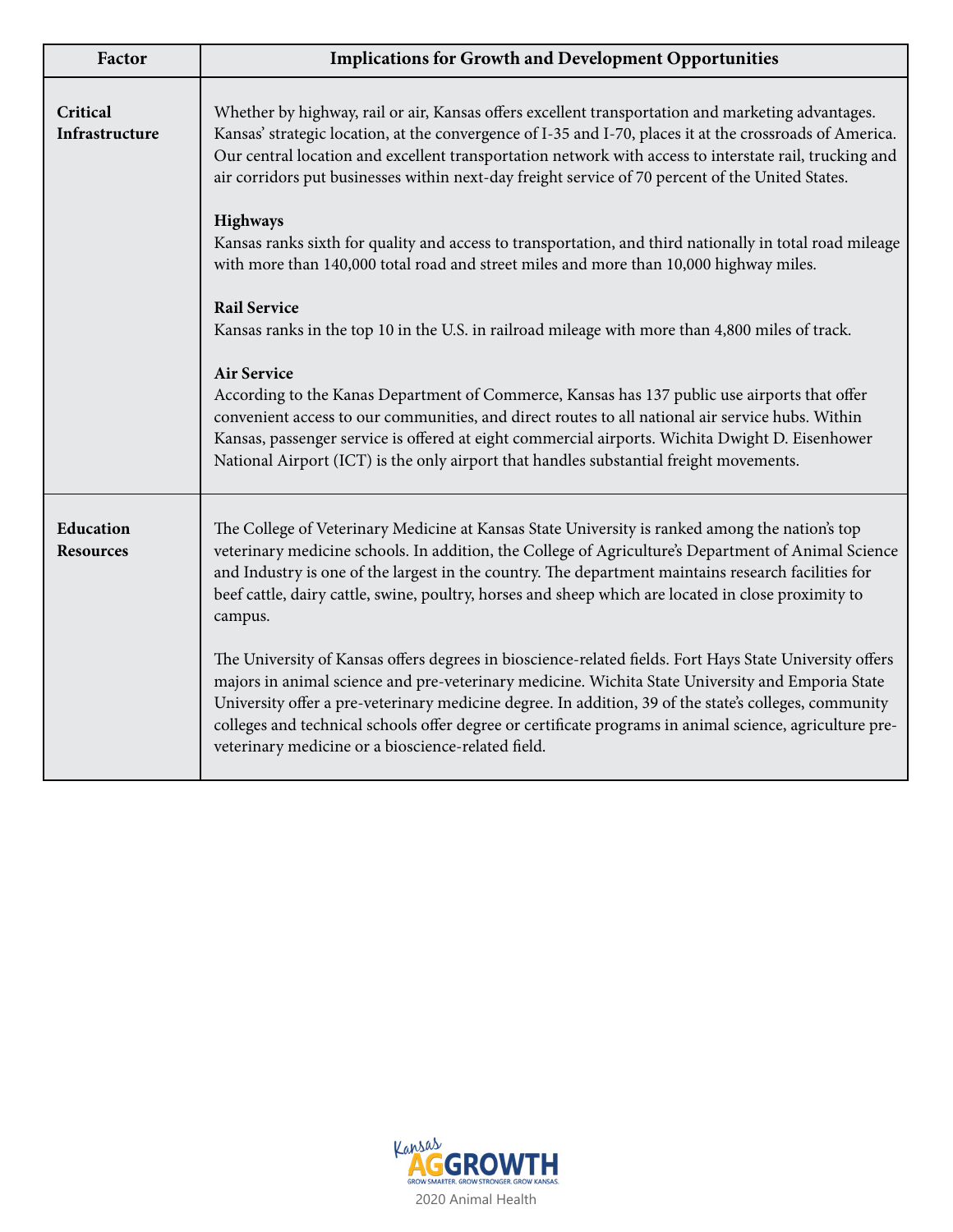| Factor | Implications for Growth and Development Opportunities |
|---|---|
| **Critical Infrastructure** | Whether by highway, rail or air, Kansas offers excellent transportation and marketing advantages. Kansas' strategic location, at the convergence of I-35 and I-70, places it at the crossroads of America. Our central location and excellent transportation network with access to interstate rail, trucking and air corridors put businesses within next-day freight service of 70 percent of the United States.<br><br>**Highways**<br>Kansas ranks sixth for quality and access to transportation, and third nationally in total road mileage with more than 140,000 total road and street miles and more than 10,000 highway miles.<br><br>**Rail Service**<br>Kansas ranks in the top 10 in the U.S. in railroad mileage with more than 4,800 miles of track.<br><br>**Air Service**<br>According to the Kanas Department of Commerce, Kansas has 137 public use airports that offer convenient access to our communities, and direct routes to all national air service hubs. Within Kansas, passenger service is offered at eight commercial airports. Wichita Dwight D. Eisenhower National Airport (ICT) is the only airport that handles substantial freight movements. |
| **Education Resources** | The College of Veterinary Medicine at Kansas State University is ranked among the nation's top veterinary medicine schools. In addition, the College of Agriculture's Department of Animal Science and Industry is one of the largest in the country. The department maintains research facilities for beef cattle, dairy cattle, swine, poultry, horses and sheep which are located in close proximity to campus.<br><br>The University of Kansas offers degrees in bioscience-related fields. Fort Hays State University offers majors in animal science and pre-veterinary medicine. Wichita State University and Emporia State University offer a pre-veterinary medicine degree. In addition, 39 of the state's colleges, community colleges and technical schools offer degree or certificate programs in animal science, agriculture pre-veterinary medicine or a bioscience-related field. |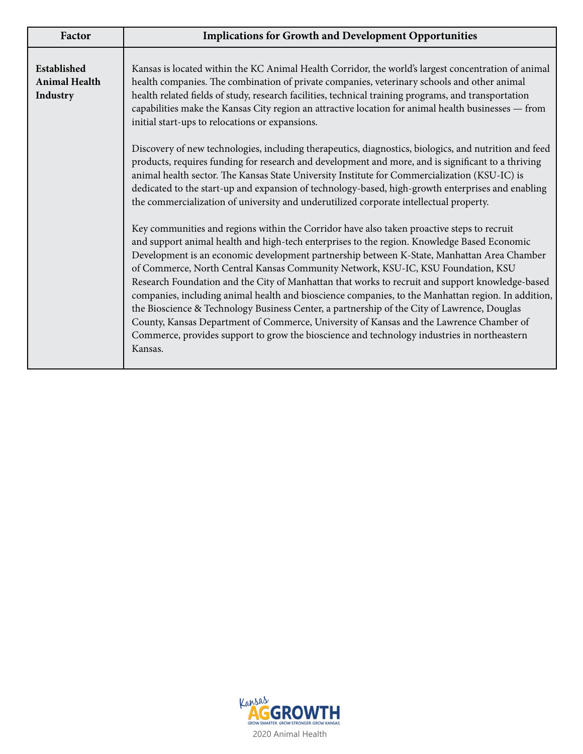| Factor | Implications for Growth and Development Opportunities |
| --- | --- |
| **Established Animal Health Industry** | Kansas is located within the KC Animal Health Corridor, the world's largest concentration of animal health companies. The combination of private companies, veterinary schools and other animal health related fields of study, research facilities, technical training programs, and transportation capabilities make the Kansas City region an attractive location for animal health businesses — from initial start-ups to relocations or expansions.<br><br>Discovery of new technologies, including therapeutics, diagnostics, biologics, and nutrition and feed products, requires funding for research and development and more, and is significant to a thriving animal health sector. The Kansas State University Institute for Commercialization (KSU-IC) is dedicated to the start-up and expansion of technology-based, high-growth enterprises and enabling the commercialization of university and underutilized corporate intellectual property.<br><br>Key communities and regions within the Corridor have also taken proactive steps to recruit and support animal health and high-tech enterprises to the region. Knowledge Based Economic Development is an economic development partnership between K-State, Manhattan Area Chamber of Commerce, North Central Kansas Community Network, KSU-IC, KSU Foundation, KSU Research Foundation and the City of Manhattan that works to recruit and support knowledge-based companies, including animal health and bioscience companies, to the Manhattan region. In addition, the Bioscience & Technology Business Center, a partnership of the City of Lawrence, Douglas County, Kansas Department of Commerce, University of Kansas and the Lawrence Chamber of Commerce, provides support to grow the bioscience and technology industries in northeastern Kansas. |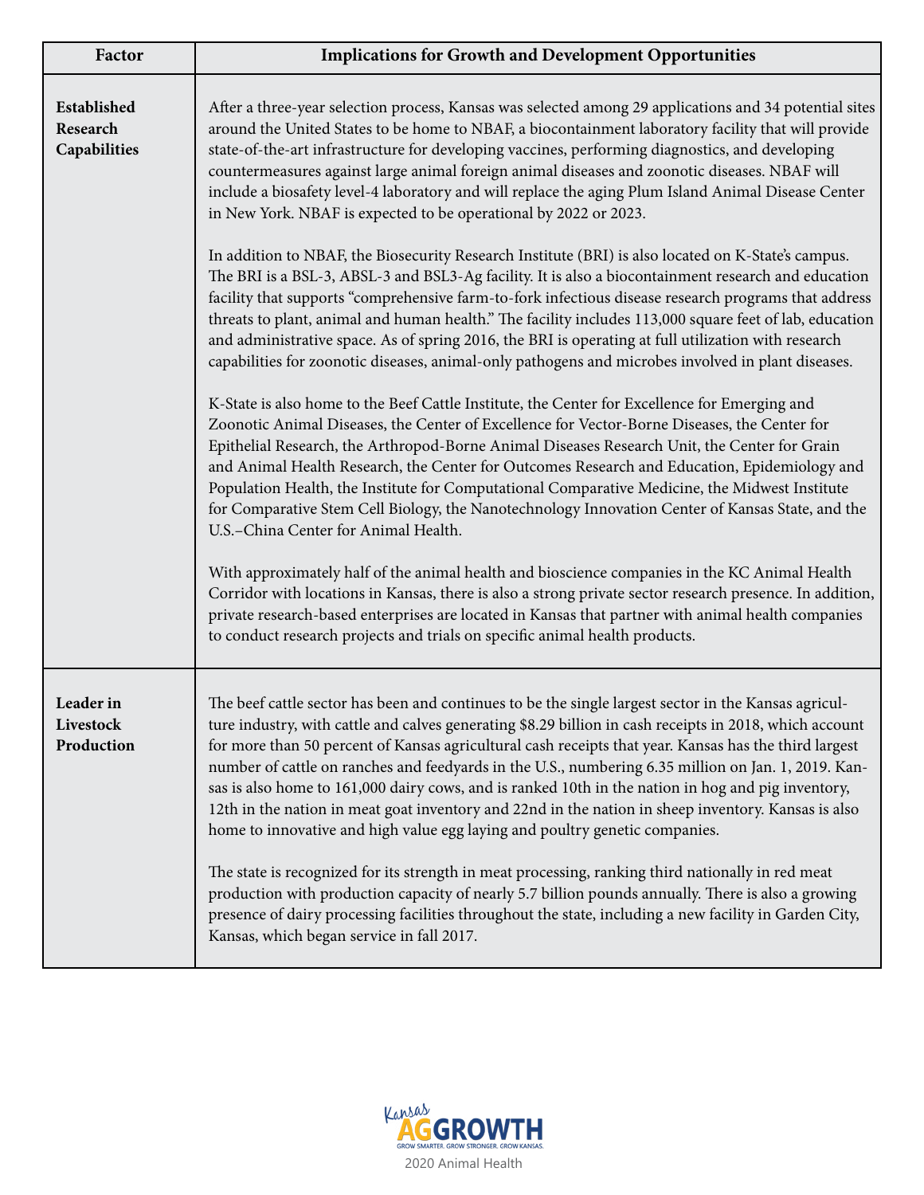| Factor | Implications for Growth and Development Opportunities |
|---|---|
| **Established Research Capabilities** | After a three-year selection process, Kansas was selected among 29 applications and 34 potential sites around the United States to be home to NBAF, a biocontainment laboratory facility that will provide state-of-the-art infrastructure for developing vaccines, performing diagnostics, and developing countermeasures against large animal foreign animal diseases and zoonotic diseases. NBAF will include a biosafety level-4 laboratory and will replace the aging Plum Island Animal Disease Center in New York. NBAF is expected to be operational by 2022 or 2023.<br><br>In addition to NBAF, the Biosecurity Research Institute (BRI) is also located on K-State's campus. The BRI is a BSL-3, ABSL-3 and BSL3-Ag facility. It is also a biocontainment research and education facility that supports "comprehensive farm-to-fork infectious disease research programs that address threats to plant, animal and human health." The facility includes 113,000 square feet of lab, education and administrative space. As of spring 2016, the BRI is operating at full utilization with research capabilities for zoonotic diseases, animal-only pathogens and microbes involved in plant diseases.<br><br>K-State is also home to the Beef Cattle Institute, the Center for Excellence for Emerging and Zoonotic Animal Diseases, the Center of Excellence for Vector-Borne Diseases, the Center for Epithelial Research, the Arthropod-Borne Animal Diseases Research Unit, the Center for Grain and Animal Health Research, the Center for Outcomes Research and Education, Epidemiology and Population Health, the Institute for Computational Comparative Medicine, the Midwest Institute for Comparative Stem Cell Biology, the Nanotechnology Innovation Center of Kansas State, and the U.S.–China Center for Animal Health.<br><br>With approximately half of the animal health and bioscience companies in the KC Animal Health Corridor with locations in Kansas, there is also a strong private sector research presence. In addition, private research-based enterprises are located in Kansas that partner with animal health companies to conduct research projects and trials on specific animal health products. |
| **Leader in Livestock Production** | The beef cattle sector has been and continues to be the single largest sector in the Kansas agriculture industry, with cattle and calves generating $8.29 billion in cash receipts in 2018, which account for more than 50 percent of Kansas agricultural cash receipts that year. Kansas has the third largest number of cattle on ranches and feedyards in the U.S., numbering 6.35 million on Jan. 1, 2019. Kansas is also home to 161,000 dairy cows, and is ranked 10th in the nation in hog and pig inventory, 12th in the nation in meat goat inventory and 22nd in the nation in sheep inventory. Kansas is also home to innovative and high value egg laying and poultry genetic companies.<br><br>The state is recognized for its strength in meat processing, ranking third nationally in red meat production with production capacity of nearly 5.7 billion pounds annually. There is also a growing presence of dairy processing facilities throughout the state, including a new facility in Garden City, Kansas, which began service in fall 2017. |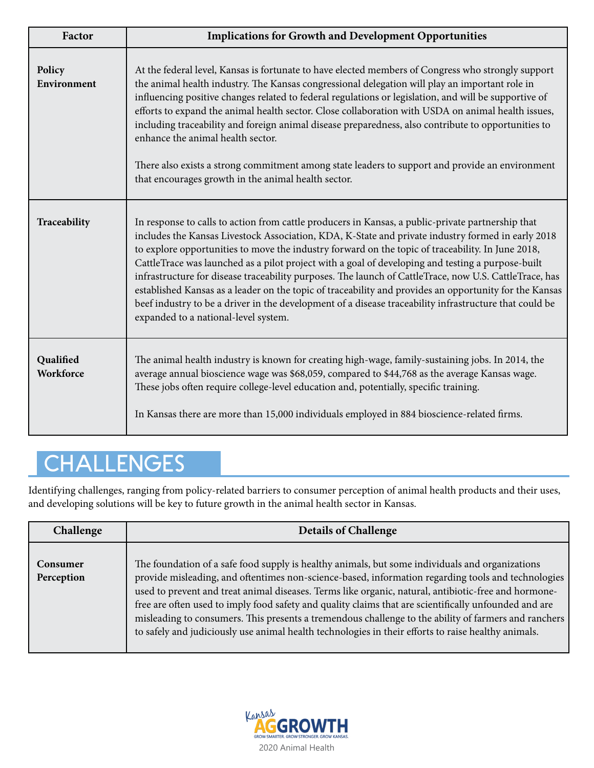| Factor | Implications for Growth and Development Opportunities |
|---|---|
| **Policy Environment** | At the federal level, Kansas is fortunate to have elected members of Congress who strongly support the animal health industry. The Kansas congressional delegation will play an important role in influencing positive changes related to federal regulations or legislation, and will be supportive of efforts to expand the animal health sector. Close collaboration with USDA on animal health issues, including traceability and foreign animal disease preparedness, also contribute to opportunities to enhance the animal health sector.<br><br>There also exists a strong commitment among state leaders to support and provide an environment that encourages growth in the animal health sector. |
| **Traceability** | In response to calls to action from cattle producers in Kansas, a public-private partnership that includes the Kansas Livestock Association, KDA, K-State and private industry formed in early 2018 to explore opportunities to move the industry forward on the topic of traceability. In June 2018, CattleTrace was launched as a pilot project with a goal of developing and testing a purpose-built infrastructure for disease traceability purposes. The launch of CattleTrace, now U.S. CattleTrace, has established Kansas as a leader on the topic of traceability and provides an opportunity for the Kansas beef industry to be a driver in the development of a disease traceability infrastructure that could be expanded to a national-level system. |
| **Qualified Workforce** | The animal health industry is known for creating high-wage, family-sustaining jobs. In 2014, the average annual bioscience wage was $68,059, compared to $44,768 as the average Kansas wage. These jobs often require college-level education and, potentially, specific training.<br><br>In Kansas there are more than 15,000 individuals employed in 884 bioscience-related firms. |

# CHALLENGES

Identifying challenges, ranging from policy-related barriers to consumer perception of animal health products and their uses, and developing solutions will be key to future growth in the animal health sector in Kansas.

| Challenge | Details of Challenge |
|---|---|
| **Consumer Perception** | The foundation of a safe food supply is healthy animals, but some individuals and organizations provide misleading, and oftentimes non-science-based, information regarding tools and technologies used to prevent and treat animal diseases. Terms like organic, natural, antibiotic-free and hormone-free are often used to imply food safety and quality claims that are scientifically unfounded and are misleading to consumers. This presents a tremendous challenge to the ability of farmers and ranchers to safely and judiciously use animal health technologies in their efforts to raise healthy animals. |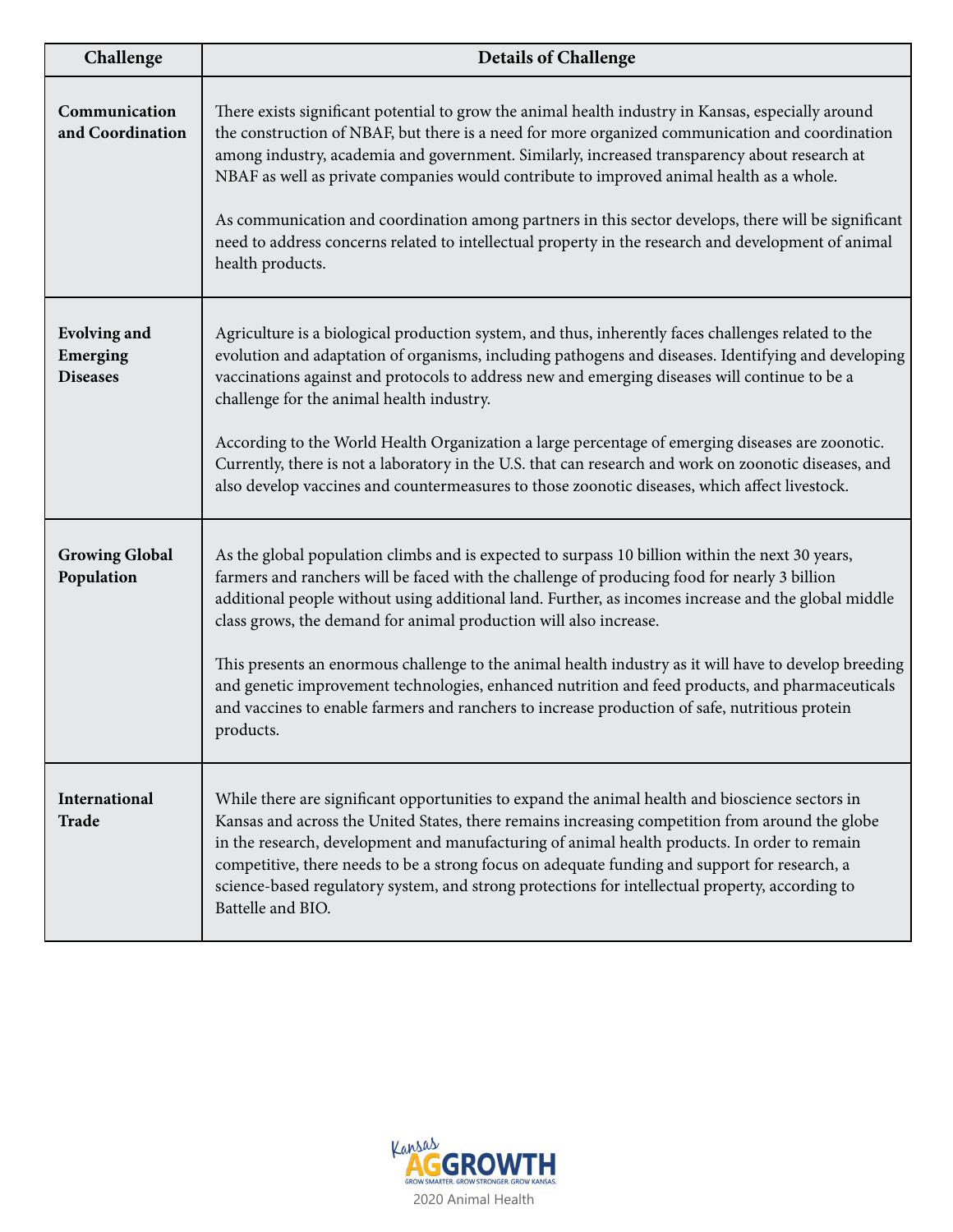| Challenge | Details of Challenge |
|---|---|
| **Communication and Coordination** | There exists significant potential to grow the animal health industry in Kansas, especially around the construction of NBAF, but there is a need for more organized communication and coordination among industry, academia and government. Similarly, increased transparency about research at NBAF as well as private companies would contribute to improved animal health as a whole.<br><br>As communication and coordination among partners in this sector develops, there will be significant need to address concerns related to intellectual property in the research and development of animal health products. |
| **Evolving and Emerging Diseases** | Agriculture is a biological production system, and thus, inherently faces challenges related to the evolution and adaptation of organisms, including pathogens and diseases. Identifying and developing vaccinations against and protocols to address new and emerging diseases will continue to be a challenge for the animal health industry.<br><br>According to the World Health Organization a large percentage of emerging diseases are zoonotic. Currently, there is not a laboratory in the U.S. that can research and work on zoonotic diseases, and also develop vaccines and countermeasures to those zoonotic diseases, which affect livestock. |
| **Growing Global Population** | As the global population climbs and is expected to surpass 10 billion within the next 30 years, farmers and ranchers will be faced with the challenge of producing food for nearly 3 billion additional people without using additional land. Further, as incomes increase and the global middle class grows, the demand for animal production will also increase.<br><br>This presents an enormous challenge to the animal health industry as it will have to develop breeding and genetic improvement technologies, enhanced nutrition and feed products, and pharmaceuticals and vaccines to enable farmers and ranchers to increase production of safe, nutritious protein products. |
| **International Trade** | While there are significant opportunities to expand the animal health and bioscience sectors in Kansas and across the United States, there remains increasing competition from around the globe in the research, development and manufacturing of animal health products. In order to remain competitive, there needs to be a strong focus on adequate funding and support for research, a science-based regulatory system, and strong protections for intellectual property, according to Battelle and BIO. |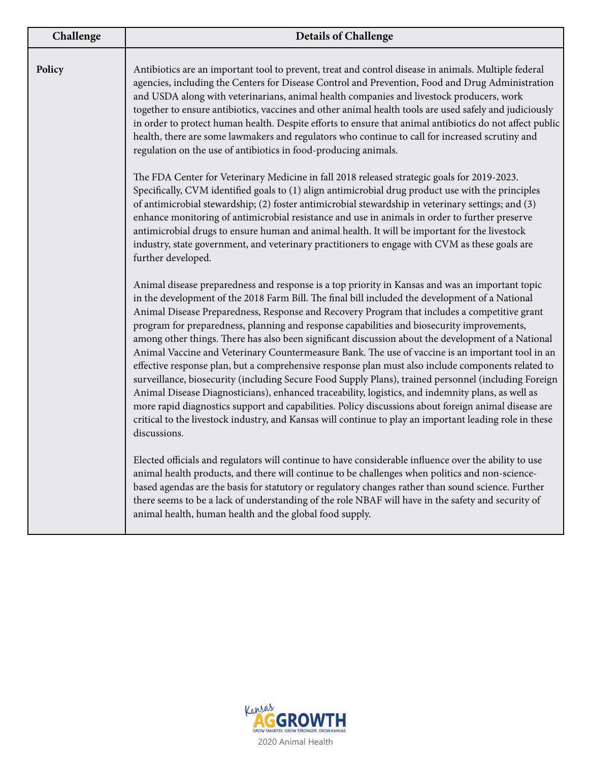| Challenge | Details of Challenge |
|---|---|
| **Policy** | Antibiotics are an important tool to prevent, treat and control disease in animals. Multiple federal agencies, including the Centers for Disease Control and Prevention, Food and Drug Administration and USDA along with veterinarians, animal health companies and livestock producers, work together to ensure antibiotics, vaccines and other animal health tools are used safely and judiciously in order to protect human health. Despite efforts to ensure that animal antibiotics do not affect public health, there are some lawmakers and regulators who continue to call for increased scrutiny and regulation on the use of antibiotics in food-producing animals.<br><br>The FDA Center for Veterinary Medicine in fall 2018 released strategic goals for 2019-2023. Specifically, CVM identified goals to (1) align antimicrobial drug product use with the principles of antimicrobial stewardship; (2) foster antimicrobial stewardship in veterinary settings; and (3) enhance monitoring of antimicrobial resistance and use in animals in order to further preserve antimicrobial drugs to ensure human and animal health. It will be important for the livestock industry, state government, and veterinary practitioners to engage with CVM as these goals are further developed.<br><br>Animal disease preparedness and response is a top priority in Kansas and was an important topic in the development of the 2018 Farm Bill. The final bill included the development of a National Animal Disease Preparedness, Response and Recovery Program that includes a competitive grant program for preparedness, planning and response capabilities and biosecurity improvements, among other things. There has also been significant discussion about the development of a National Animal Vaccine and Veterinary Countermeasure Bank. The use of vaccine is an important tool in an effective response plan, but a comprehensive response plan must also include components related to surveillance, biosecurity (including Secure Food Supply Plans), trained personnel (including Foreign Animal Disease Diagnosticians), enhanced traceability, logistics, and indemnity plans, as well as more rapid diagnostics support and capabilities. Policy discussions about foreign animal disease are critical to the livestock industry, and Kansas will continue to play an important leading role in these discussions.<br><br>Elected officials and regulators will continue to have considerable influence over the ability to use animal health products, and there will continue to be challenges when politics and non-science-based agendas are the basis for statutory or regulatory changes rather than sound science. Further there seems to be a lack of understanding of the role NBAF will have in the safety and security of animal health, human health and the global food supply. |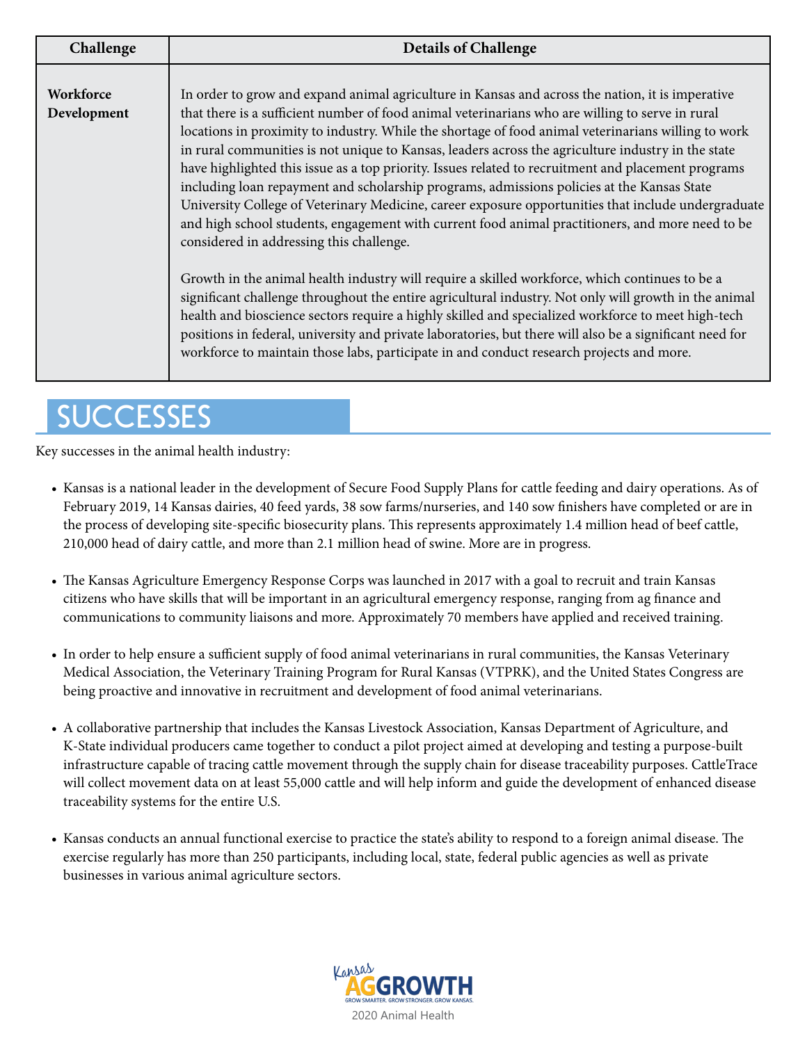| Challenge | Details of Challenge |
| --- | --- |
| **Workforce Development** | In order to grow and expand animal agriculture in Kansas and across the nation, it is imperative that there is a sufficient number of food animal veterinarians who are willing to serve in rural locations in proximity to industry. While the shortage of food animal veterinarians willing to work in rural communities is not unique to Kansas, leaders across the agriculture industry in the state have highlighted this issue as a top priority. Issues related to recruitment and placement programs including loan repayment and scholarship programs, admissions policies at the Kansas State University College of Veterinary Medicine, career exposure opportunities that include undergraduate and high school students, engagement with current food animal practitioners, and more need to be considered in addressing this challenge.<br><br>Growth in the animal health industry will require a skilled workforce, which continues to be a significant challenge throughout the entire agricultural industry. Not only will growth in the animal health and bioscience sectors require a highly skilled and specialized workforce to meet high-tech positions in federal, university and private laboratories, but there will also be a significant need for workforce to maintain those labs, participate in and conduct research projects and more. |

# SUCCESSES

Key successes in the animal health industry:

- Kansas is a national leader in the development of Secure Food Supply Plans for cattle feeding and dairy operations. As of February 2019, 14 Kansas dairies, 40 feed yards, 38 sow farms/nurseries, and 140 sow finishers have completed or are in the process of developing site-specific biosecurity plans. This represents approximately 1.4 million head of beef cattle, 210,000 head of dairy cattle, and more than 2.1 million head of swine. More are in progress.

- The Kansas Agriculture Emergency Response Corps was launched in 2017 with a goal to recruit and train Kansas citizens who have skills that will be important in an agricultural emergency response, ranging from ag finance and communications to community liaisons and more. Approximately 70 members have applied and received training.

- In order to help ensure a sufficient supply of food animal veterinarians in rural communities, the Kansas Veterinary Medical Association, the Veterinary Training Program for Rural Kansas (VTPRK), and the United States Congress are being proactive and innovative in recruitment and development of food animal veterinarians.

- A collaborative partnership that includes the Kansas Livestock Association, Kansas Department of Agriculture, and K-State individual producers came together to conduct a pilot project aimed at developing and testing a purpose-built infrastructure capable of tracing cattle movement through the supply chain for disease traceability purposes. CattleTrace will collect movement data on at least 55,000 cattle and will help inform and guide the development of enhanced disease traceability systems for the entire U.S.

- Kansas conducts an annual functional exercise to practice the state's ability to respond to a foreign animal disease. The exercise regularly has more than 250 participants, including local, state, federal public agencies as well as private businesses in various animal agriculture sectors.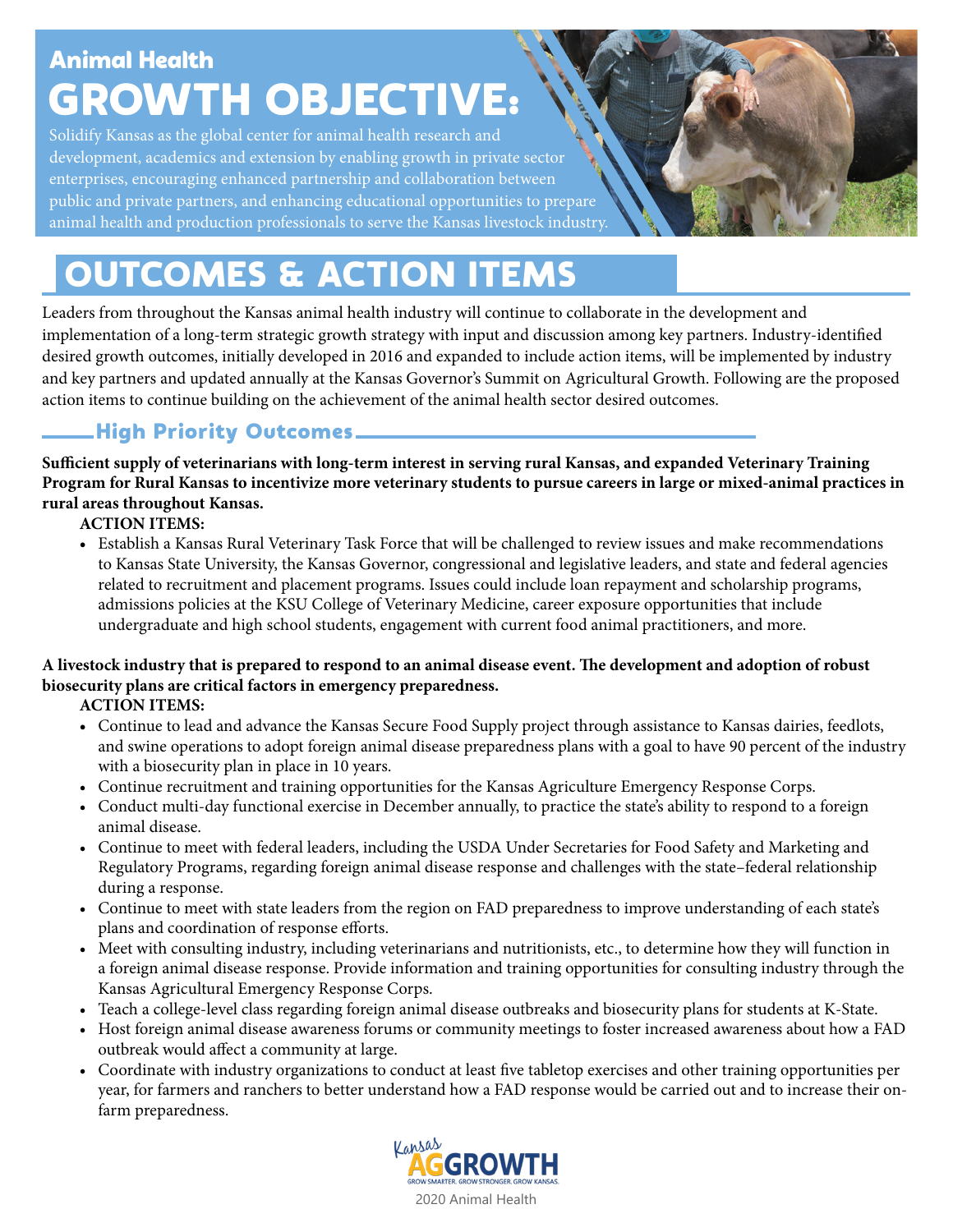## Animal Health

# GROWTH OBJECTIVE:

Solidify Kansas as the global center for animal health research and development, academics and extension by enabling growth in private sector enterprises, encouraging enhanced partnership and collaboration between public and private partners, and enhancing educational opportunities to prepare animal health and production professionals to serve the Kansas livestock industry.

# OUTCOMES & ACTION ITEMS

Leaders from throughout the Kansas animal health industry will continue to collaborate in the development and implementation of a long-term strategic growth strategy with input and discussion among key partners. Industry-identified desired growth outcomes, initially developed in 2016 and expanded to include action items, will be implemented by industry and key partners and updated annually at the Kansas Governor's Summit on Agricultural Growth. Following are the proposed action items to continue building on the achievement of the animal health sector desired outcomes.

## High Priority Outcomes

**Sufficient supply of veterinarians with long-term interest in serving rural Kansas, and expanded Veterinary Training Program for Rural Kansas to incentivize more veterinary students to pursue careers in large or mixed-animal practices in rural areas throughout Kansas.**

**ACTION ITEMS:**

- Establish a Kansas Rural Veterinary Task Force that will be challenged to review issues and make recommendations to Kansas State University, the Kansas Governor, congressional and legislative leaders, and state and federal agencies related to recruitment and placement programs. Issues could include loan repayment and scholarship programs, admissions policies at the KSU College of Veterinary Medicine, career exposure opportunities that include undergraduate and high school students, engagement with current food animal practitioners, and more.

**A livestock industry that is prepared to respond to an animal disease event. The development and adoption of robust biosecurity plans are critical factors in emergency preparedness.**

**ACTION ITEMS:**

- Continue to lead and advance the Kansas Secure Food Supply project through assistance to Kansas dairies, feedlots, and swine operations to adopt foreign animal disease preparedness plans with a goal to have 90 percent of the industry with a biosecurity plan in place in 10 years.
- Continue recruitment and training opportunities for the Kansas Agriculture Emergency Response Corps.
- Conduct multi-day functional exercise in December annually, to practice the state's ability to respond to a foreign animal disease.
- Continue to meet with federal leaders, including the USDA Under Secretaries for Food Safety and Marketing and Regulatory Programs, regarding foreign animal disease response and challenges with the state–federal relationship during a response.
- Continue to meet with state leaders from the region on FAD preparedness to improve understanding of each state's plans and coordination of response efforts.
- Meet with consulting industry, including veterinarians and nutritionists, etc., to determine how they will function in a foreign animal disease response. Provide information and training opportunities for consulting industry through the Kansas Agricultural Emergency Response Corps.
- Teach a college-level class regarding foreign animal disease outbreaks and biosecurity plans for students at K-State.
- Host foreign animal disease awareness forums or community meetings to foster increased awareness about how a FAD outbreak would affect a community at large.
- Coordinate with industry organizations to conduct at least five tabletop exercises and other training opportunities per year, for farmers and ranchers to better understand how a FAD response would be carried out and to increase their on-farm preparedness.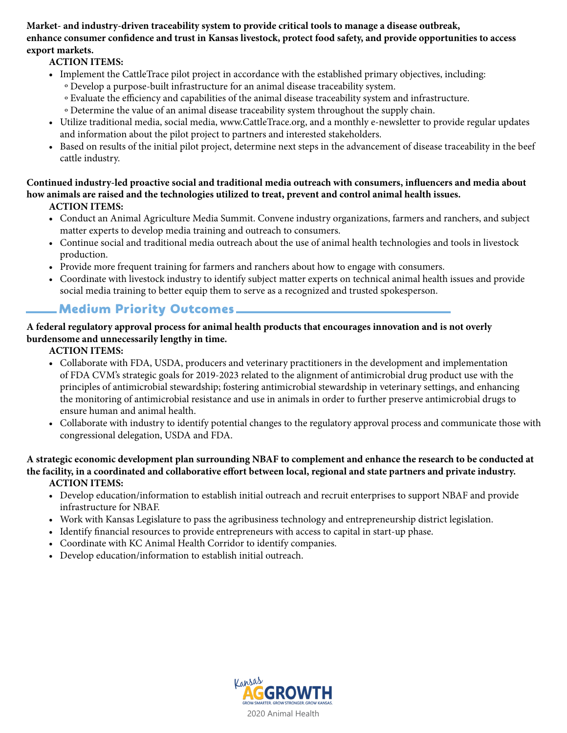**Market- and industry-driven traceability system to provide critical tools to manage a disease outbreak, enhance consumer confidence and trust in Kansas livestock, protect food safety, and provide opportunities to access export markets.**

**ACTION ITEMS:**

- Implement the CattleTrace pilot project in accordance with the established primary objectives, including:
  - Develop a purpose-built infrastructure for an animal disease traceability system.
  - Evaluate the efficiency and capabilities of the animal disease traceability system and infrastructure.
  - Determine the value of an animal disease traceability system throughout the supply chain.
- Utilize traditional media, social media, www.CattleTrace.org, and a monthly e-newsletter to provide regular updates and information about the pilot project to partners and interested stakeholders.
- Based on results of the initial pilot project, determine next steps in the advancement of disease traceability in the beef cattle industry.

**Continued industry-led proactive social and traditional media outreach with consumers, influencers and media about how animals are raised and the technologies utilized to treat, prevent and control animal health issues.**

**ACTION ITEMS:**

- Conduct an Animal Agriculture Media Summit. Convene industry organizations, farmers and ranchers, and subject matter experts to develop media training and outreach to consumers.
- Continue social and traditional media outreach about the use of animal health technologies and tools in livestock production.
- Provide more frequent training for farmers and ranchers about how to engage with consumers.
- Coordinate with livestock industry to identify subject matter experts on technical animal health issues and provide social media training to better equip them to serve as a recognized and trusted spokesperson.

## Medium Priority Outcomes

**A federal regulatory approval process for animal health products that encourages innovation and is not overly burdensome and unnecessarily lengthy in time.**

**ACTION ITEMS:**

- Collaborate with FDA, USDA, producers and veterinary practitioners in the development and implementation of FDA CVM's strategic goals for 2019-2023 related to the alignment of antimicrobial drug product use with the principles of antimicrobial stewardship; fostering antimicrobial stewardship in veterinary settings, and enhancing the monitoring of antimicrobial resistance and use in animals in order to further preserve antimicrobial drugs to ensure human and animal health.
- Collaborate with industry to identify potential changes to the regulatory approval process and communicate those with congressional delegation, USDA and FDA.

**A strategic economic development plan surrounding NBAF to complement and enhance the research to be conducted at the facility, in a coordinated and collaborative effort between local, regional and state partners and private industry.**

**ACTION ITEMS:**

- Develop education/information to establish initial outreach and recruit enterprises to support NBAF and provide infrastructure for NBAF.
- Work with Kansas Legislature to pass the agribusiness technology and entrepreneurship district legislation.
- Identify financial resources to provide entrepreneurs with access to capital in start-up phase.
- Coordinate with KC Animal Health Corridor to identify companies.
- Develop education/information to establish initial outreach.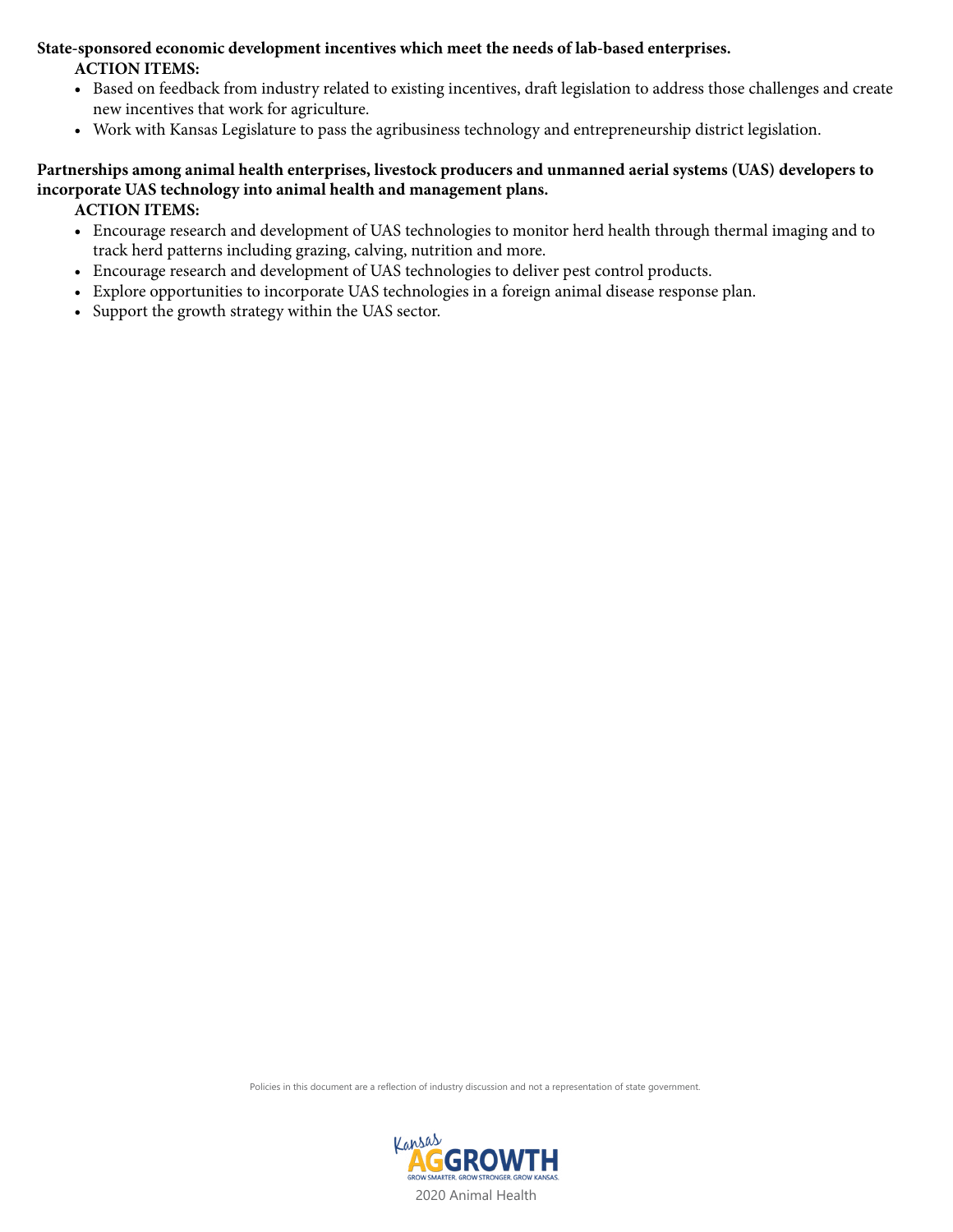**State-sponsored economic development incentives which meet the needs of lab-based enterprises.**

**ACTION ITEMS:**

- Based on feedback from industry related to existing incentives, draft legislation to address those challenges and create new incentives that work for agriculture.
- Work with Kansas Legislature to pass the agribusiness technology and entrepreneurship district legislation.

**Partnerships among animal health enterprises, livestock producers and unmanned aerial systems (UAS) developers to incorporate UAS technology into animal health and management plans.**

**ACTION ITEMS:**

- Encourage research and development of UAS technologies to monitor herd health through thermal imaging and to track herd patterns including grazing, calving, nutrition and more.
- Encourage research and development of UAS technologies to deliver pest control products.
- Explore opportunities to incorporate UAS technologies in a foreign animal disease response plan.
- Support the growth strategy within the UAS sector.

Policies in this document are a reflection of industry discussion and not a representation of state government.